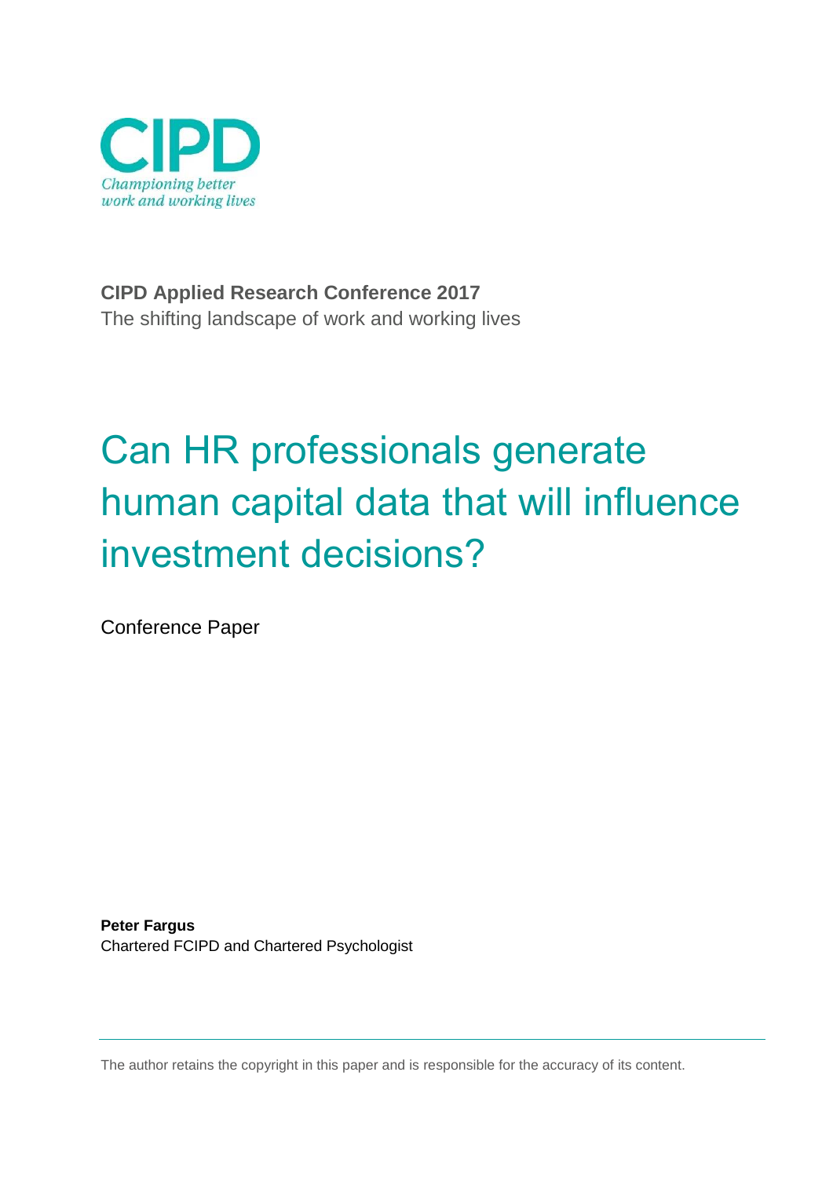CIPD

*Championing better work and working lives*

**CIPD Applied Research Conference 2017**

The shifting landscape of work and working lives

# Can HR professionals generate human capital data that will influence investment decisions?

Conference Paper

**Peter Fargus**

Chartered FCIPD and Chartered Psychologist

The author retains the copyright in this paper and is responsible for the accuracy of its content.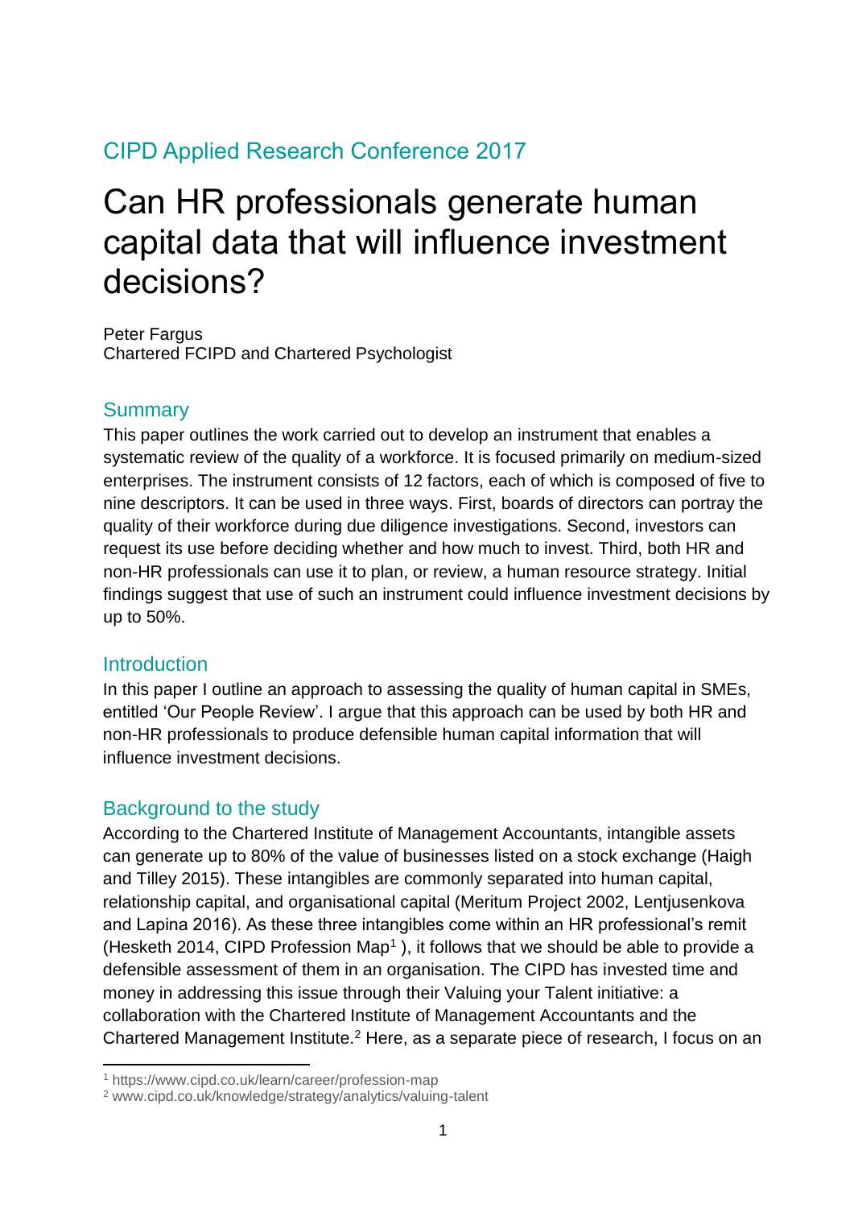CIPD Applied Research Conference 2017

# Can HR professionals generate human capital data that will influence investment decisions?

Peter Fargus
Chartered FCIPD and Chartered Psychologist

## Summary

This paper outlines the work carried out to develop an instrument that enables a systematic review of the quality of a workforce. It is focused primarily on medium-sized enterprises. The instrument consists of 12 factors, each of which is composed of five to nine descriptors. It can be used in three ways. First, boards of directors can portray the quality of their workforce during due diligence investigations. Second, investors can request its use before deciding whether and how much to invest. Third, both HR and non-HR professionals can use it to plan, or review, a human resource strategy. Initial findings suggest that use of such an instrument could influence investment decisions by up to 50%.

## Introduction

In this paper I outline an approach to assessing the quality of human capital in SMEs, entitled 'Our People Review'. I argue that this approach can be used by both HR and non-HR professionals to produce defensible human capital information that will influence investment decisions.

## Background to the study

According to the Chartered Institute of Management Accountants, intangible assets can generate up to 80% of the value of businesses listed on a stock exchange (Haigh and Tilley 2015). These intangibles are commonly separated into human capital, relationship capital, and organisational capital (Meritum Project 2002, Lentjusenkova and Lapina 2016). As these three intangibles come within an HR professional's remit (Hesketh 2014, CIPD Profession Map[1] ), it follows that we should be able to provide a defensible assessment of them in an organisation. The CIPD has invested time and money in addressing this issue through their Valuing your Talent initiative: a collaboration with the Chartered Institute of Management Accountants and the Chartered Management Institute.[2] Here, as a separate piece of research, I focus on an

[1] https://www.cipd.co.uk/learn/career/profession-map

[2] www.cipd.co.uk/knowledge/strategy/analytics/valuing-talent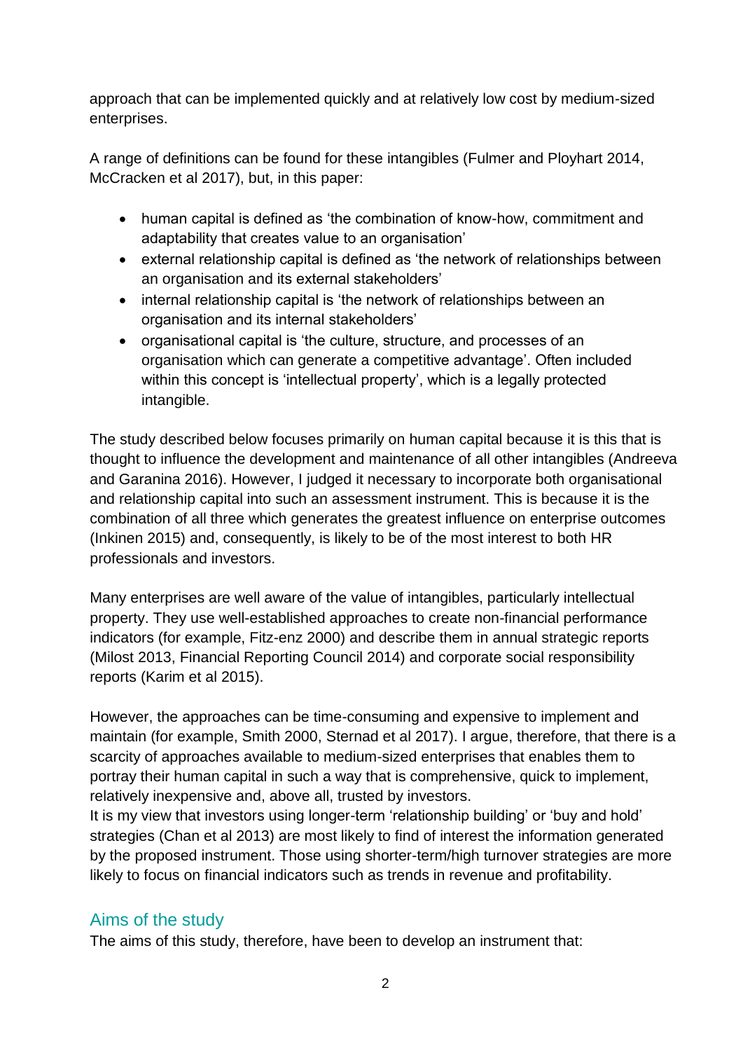approach that can be implemented quickly and at relatively low cost by medium-sized enterprises.

A range of definitions can be found for these intangibles (Fulmer and Ployhart 2014, McCracken et al 2017), but, in this paper:

- human capital is defined as 'the combination of know-how, commitment and adaptability that creates value to an organisation'
- external relationship capital is defined as 'the network of relationships between an organisation and its external stakeholders'
- internal relationship capital is 'the network of relationships between an organisation and its internal stakeholders'
- organisational capital is 'the culture, structure, and processes of an organisation which can generate a competitive advantage'. Often included within this concept is 'intellectual property', which is a legally protected intangible.

The study described below focuses primarily on human capital because it is this that is thought to influence the development and maintenance of all other intangibles (Andreeva and Garanina 2016). However, I judged it necessary to incorporate both organisational and relationship capital into such an assessment instrument. This is because it is the combination of all three which generates the greatest influence on enterprise outcomes (Inkinen 2015) and, consequently, is likely to be of the most interest to both HR professionals and investors.

Many enterprises are well aware of the value of intangibles, particularly intellectual property. They use well-established approaches to create non-financial performance indicators (for example, Fitz-enz 2000) and describe them in annual strategic reports (Milost 2013, Financial Reporting Council 2014) and corporate social responsibility reports (Karim et al 2015).

However, the approaches can be time-consuming and expensive to implement and maintain (for example, Smith 2000, Sternad et al 2017). I argue, therefore, that there is a scarcity of approaches available to medium-sized enterprises that enables them to portray their human capital in such a way that is comprehensive, quick to implement, relatively inexpensive and, above all, trusted by investors.
It is my view that investors using longer-term 'relationship building' or 'buy and hold' strategies (Chan et al 2013) are most likely to find of interest the information generated by the proposed instrument. Those using shorter-term/high turnover strategies are more likely to focus on financial indicators such as trends in revenue and profitability.

## Aims of the study

The aims of this study, therefore, have been to develop an instrument that: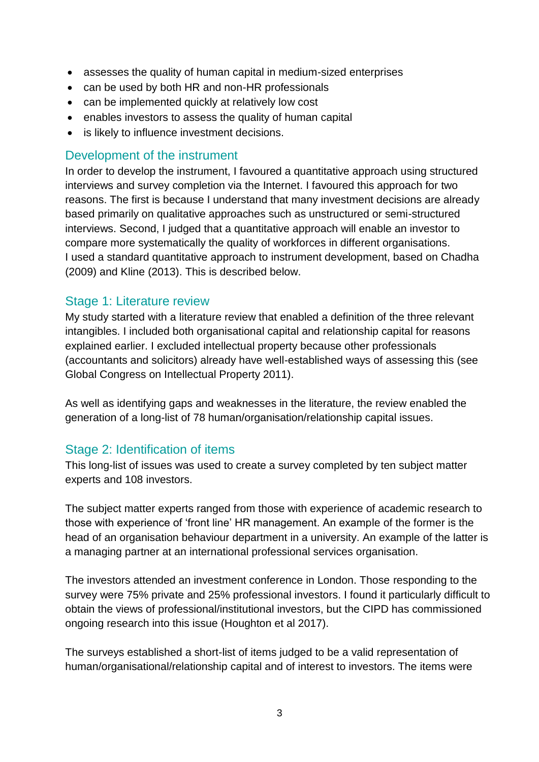- assesses the quality of human capital in medium-sized enterprises
- can be used by both HR and non-HR professionals
- can be implemented quickly at relatively low cost
- enables investors to assess the quality of human capital
- is likely to influence investment decisions.

## Development of the instrument

In order to develop the instrument, I favoured a quantitative approach using structured interviews and survey completion via the Internet. I favoured this approach for two reasons. The first is because I understand that many investment decisions are already based primarily on qualitative approaches such as unstructured or semi-structured interviews. Second, I judged that a quantitative approach will enable an investor to compare more systematically the quality of workforces in different organisations.
I used a standard quantitative approach to instrument development, based on Chadha (2009) and Kline (2013). This is described below.

## Stage 1: Literature review

My study started with a literature review that enabled a definition of the three relevant intangibles. I included both organisational capital and relationship capital for reasons explained earlier. I excluded intellectual property because other professionals (accountants and solicitors) already have well-established ways of assessing this (see Global Congress on Intellectual Property 2011).

As well as identifying gaps and weaknesses in the literature, the review enabled the generation of a long-list of 78 human/organisation/relationship capital issues.

## Stage 2: Identification of items

This long-list of issues was used to create a survey completed by ten subject matter experts and 108 investors.

The subject matter experts ranged from those with experience of academic research to those with experience of 'front line' HR management. An example of the former is the head of an organisation behaviour department in a university. An example of the latter is a managing partner at an international professional services organisation.

The investors attended an investment conference in London. Those responding to the survey were 75% private and 25% professional investors. I found it particularly difficult to obtain the views of professional/institutional investors, but the CIPD has commissioned ongoing research into this issue (Houghton et al 2017).

The surveys established a short-list of items judged to be a valid representation of human/organisational/relationship capital and of interest to investors. The items were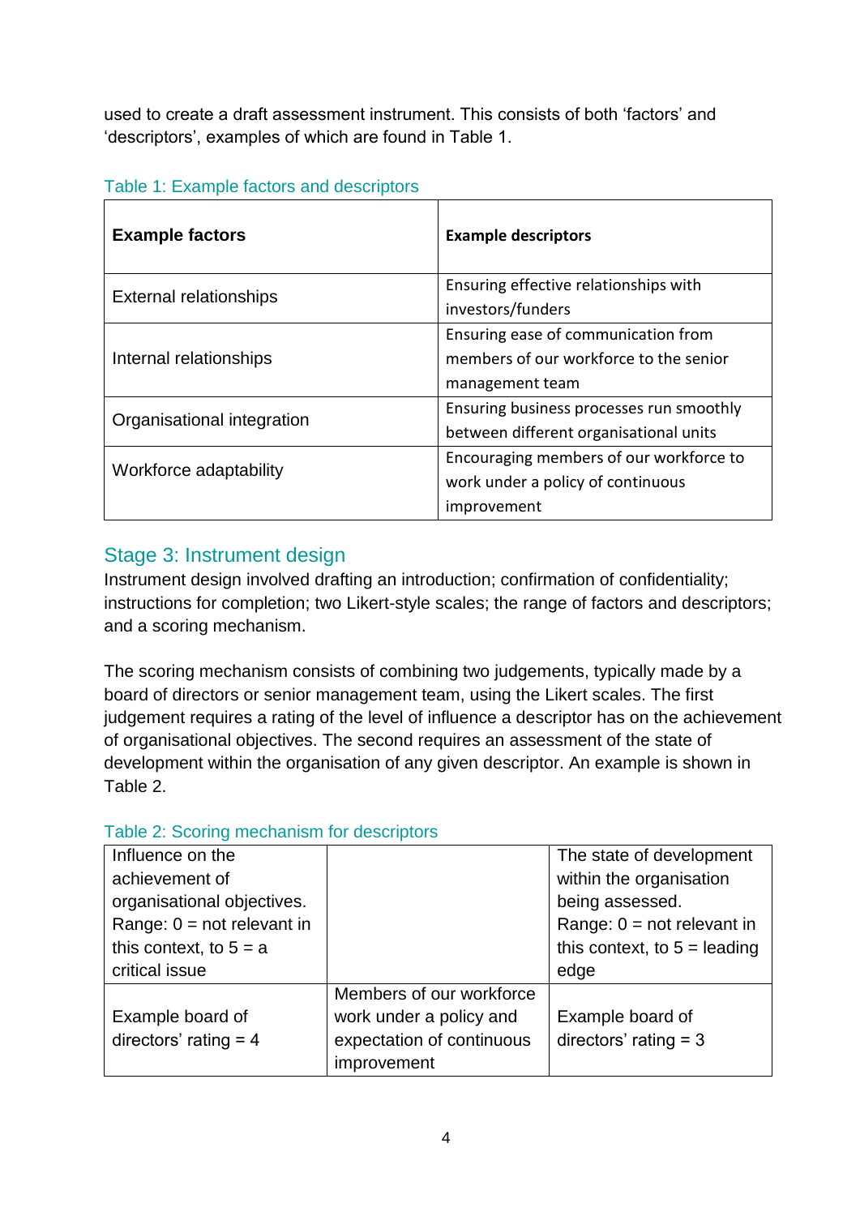used to create a draft assessment instrument. This consists of both 'factors' and 'descriptors', examples of which are found in Table 1.

Table 1: Example factors and descriptors

| **Example factors** | **Example descriptors** |
|---|---|
| External relationships | Ensuring effective relationships with investors/funders |
| Internal relationships | Ensuring ease of communication from members of our workforce to the senior management team |
| Organisational integration | Ensuring business processes run smoothly between different organisational units |
| Workforce adaptability | Encouraging members of our workforce to work under a policy of continuous improvement |

## Stage 3: Instrument design

Instrument design involved drafting an introduction; confirmation of confidentiality; instructions for completion; two Likert-style scales; the range of factors and descriptors; and a scoring mechanism.

The scoring mechanism consists of combining two judgements, typically made by a board of directors or senior management team, using the Likert scales. The first judgement requires a rating of the level of influence a descriptor has on the achievement of organisational objectives. The second requires an assessment of the state of development within the organisation of any given descriptor. An example is shown in Table 2.

Table 2: Scoring mechanism for descriptors

| Influence on the achievement of organisational objectives. Range: 0 = not relevant in this context, to 5 = a critical issue | | The state of development within the organisation being assessed. Range: 0 = not relevant in this context, to 5 = leading edge |
|---|---|---|
| Example board of directors' rating = 4 | Members of our workforce work under a policy and expectation of continuous improvement | Example board of directors' rating = 3 |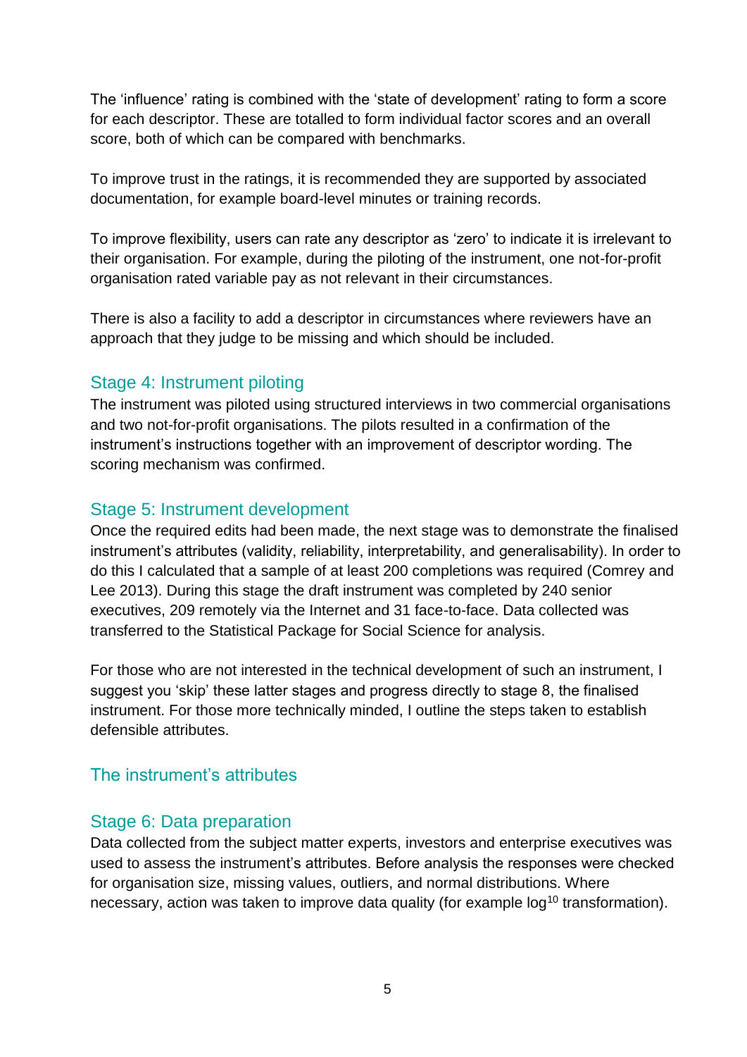The ‘influence’ rating is combined with the ‘state of development’ rating to form a score for each descriptor. These are totalled to form individual factor scores and an overall score, both of which can be compared with benchmarks.

To improve trust in the ratings, it is recommended they are supported by associated documentation, for example board-level minutes or training records.

To improve flexibility, users can rate any descriptor as ‘zero’ to indicate it is irrelevant to their organisation. For example, during the piloting of the instrument, one not-for-profit organisation rated variable pay as not relevant in their circumstances.

There is also a facility to add a descriptor in circumstances where reviewers have an approach that they judge to be missing and which should be included.

## Stage 4: Instrument piloting

The instrument was piloted using structured interviews in two commercial organisations and two not-for-profit organisations. The pilots resulted in a confirmation of the instrument’s instructions together with an improvement of descriptor wording. The scoring mechanism was confirmed.

## Stage 5: Instrument development

Once the required edits had been made, the next stage was to demonstrate the finalised instrument’s attributes (validity, reliability, interpretability, and generalisability). In order to do this I calculated that a sample of at least 200 completions was required (Comrey and Lee 2013). During this stage the draft instrument was completed by 240 senior executives, 209 remotely via the Internet and 31 face-to-face. Data collected was transferred to the Statistical Package for Social Science for analysis.

For those who are not interested in the technical development of such an instrument, I suggest you ‘skip’ these latter stages and progress directly to stage 8, the finalised instrument. For those more technically minded, I outline the steps taken to establish defensible attributes.

## The instrument’s attributes

## Stage 6: Data preparation

Data collected from the subject matter experts, investors and enterprise executives was used to assess the instrument’s attributes. Before analysis the responses were checked for organisation size, missing values, outliers, and normal distributions. Where necessary, action was taken to improve data quality (for example $\log^{10}$ transformation).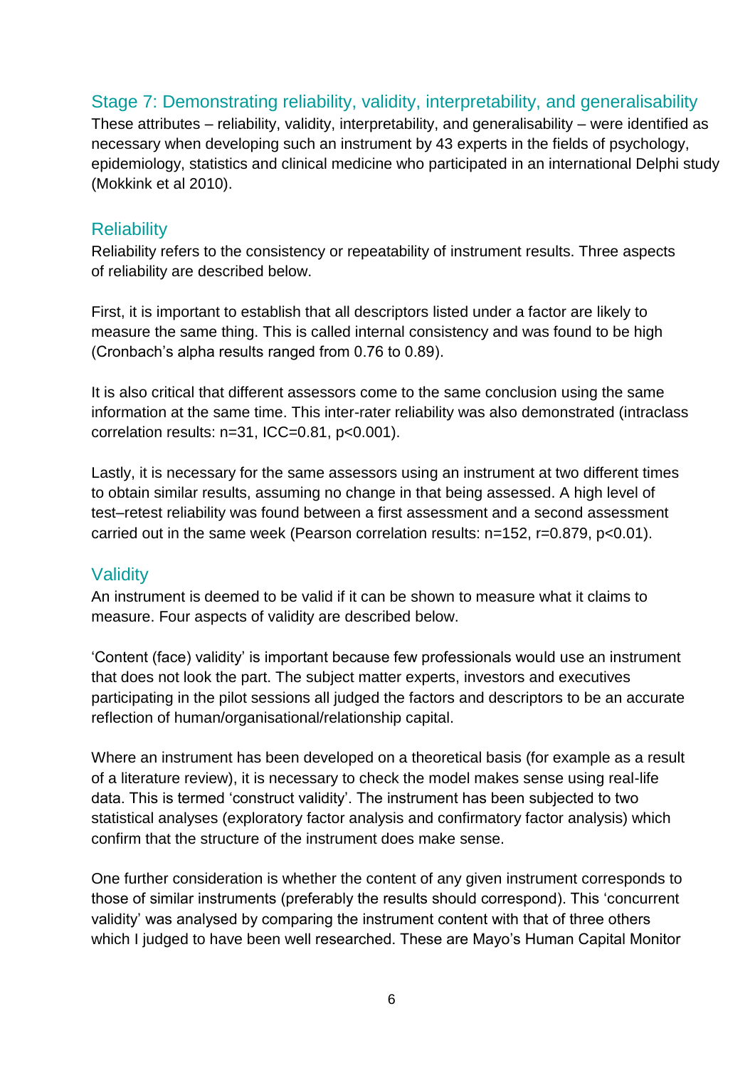## Stage 7: Demonstrating reliability, validity, interpretability, and generalisability

These attributes – reliability, validity, interpretability, and generalisability – were identified as necessary when developing such an instrument by 43 experts in the fields of psychology, epidemiology, statistics and clinical medicine who participated in an international Delphi study (Mokkink et al 2010).

### Reliability

Reliability refers to the consistency or repeatability of instrument results. Three aspects of reliability are described below.

First, it is important to establish that all descriptors listed under a factor are likely to measure the same thing. This is called internal consistency and was found to be high (Cronbach's alpha results ranged from 0.76 to 0.89).

It is also critical that different assessors come to the same conclusion using the same information at the same time. This inter-rater reliability was also demonstrated (intraclass correlation results: $n=31$, $ICC=0.81$, $p<0.001$).

Lastly, it is necessary for the same assessors using an instrument at two different times to obtain similar results, assuming no change in that being assessed. A high level of test–retest reliability was found between a first assessment and a second assessment carried out in the same week (Pearson correlation results: $n=152$, $r=0.879$, $p<0.01$).

### Validity

An instrument is deemed to be valid if it can be shown to measure what it claims to measure. Four aspects of validity are described below.

'Content (face) validity' is important because few professionals would use an instrument that does not look the part. The subject matter experts, investors and executives participating in the pilot sessions all judged the factors and descriptors to be an accurate reflection of human/organisational/relationship capital.

Where an instrument has been developed on a theoretical basis (for example as a result of a literature review), it is necessary to check the model makes sense using real-life data. This is termed 'construct validity'. The instrument has been subjected to two statistical analyses (exploratory factor analysis and confirmatory factor analysis) which confirm that the structure of the instrument does make sense.

One further consideration is whether the content of any given instrument corresponds to those of similar instruments (preferably the results should correspond). This 'concurrent validity' was analysed by comparing the instrument content with that of three others which I judged to have been well researched. These are Mayo's Human Capital Monitor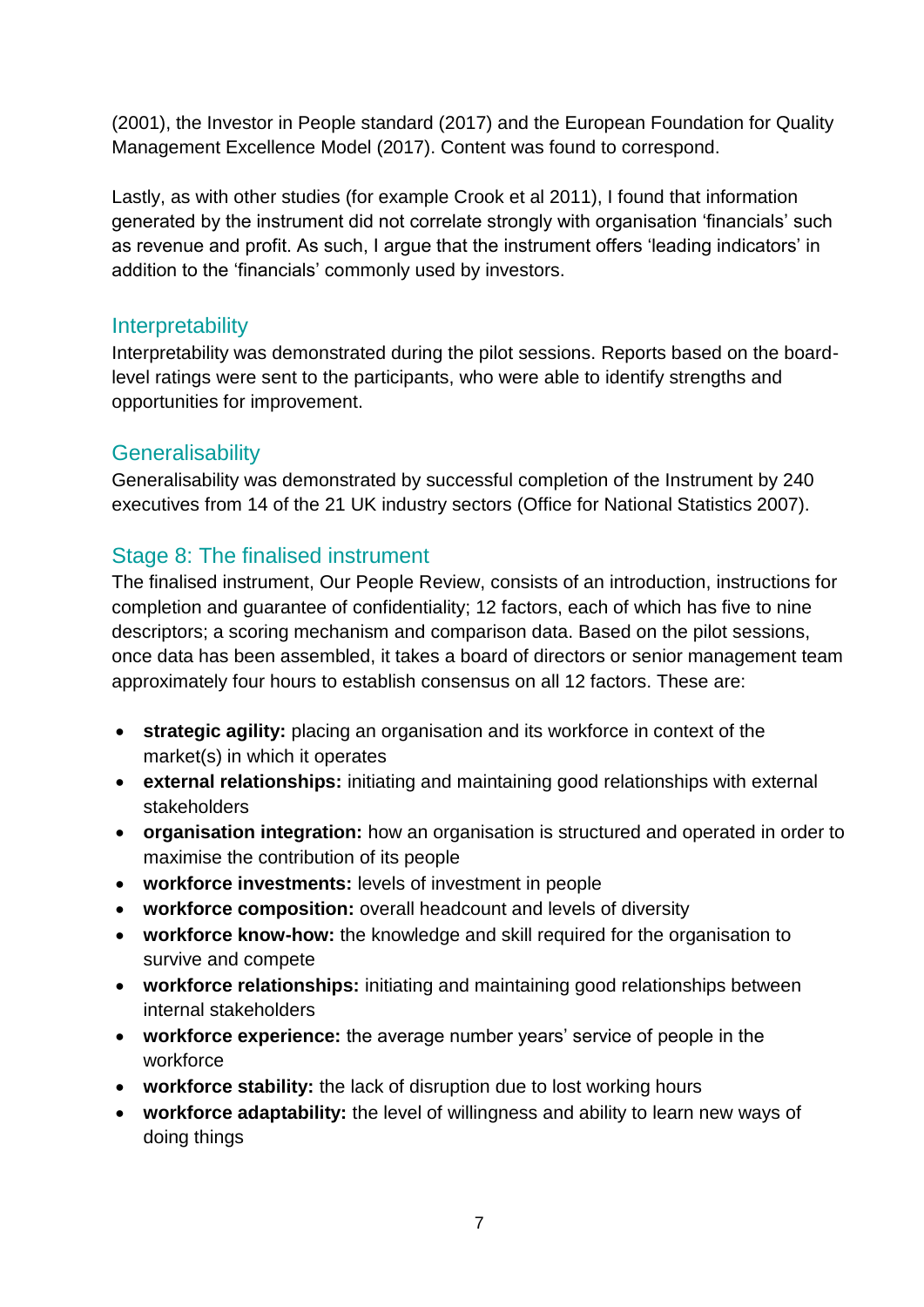(2001), the Investor in People standard (2017) and the European Foundation for Quality Management Excellence Model (2017). Content was found to correspond.

Lastly, as with other studies (for example Crook et al 2011), I found that information generated by the instrument did not correlate strongly with organisation 'financials' such as revenue and profit. As such, I argue that the instrument offers 'leading indicators' in addition to the 'financials' commonly used by investors.

### Interpretability

Interpretability was demonstrated during the pilot sessions. Reports based on the board-level ratings were sent to the participants, who were able to identify strengths and opportunities for improvement.

### Generalisability

Generalisability was demonstrated by successful completion of the Instrument by 240 executives from 14 of the 21 UK industry sectors (Office for National Statistics 2007).

## Stage 8: The finalised instrument

The finalised instrument, Our People Review, consists of an introduction, instructions for completion and guarantee of confidentiality; 12 factors, each of which has five to nine descriptors; a scoring mechanism and comparison data. Based on the pilot sessions, once data has been assembled, it takes a board of directors or senior management team approximately four hours to establish consensus on all 12 factors. These are:

- **strategic agility:** placing an organisation and its workforce in context of the market(s) in which it operates
- **external relationships:** initiating and maintaining good relationships with external stakeholders
- **organisation integration:** how an organisation is structured and operated in order to maximise the contribution of its people
- **workforce investments:** levels of investment in people
- **workforce composition:** overall headcount and levels of diversity
- **workforce know-how:** the knowledge and skill required for the organisation to survive and compete
- **workforce relationships:** initiating and maintaining good relationships between internal stakeholders
- **workforce experience:** the average number years' service of people in the workforce
- **workforce stability:** the lack of disruption due to lost working hours
- **workforce adaptability:** the level of willingness and ability to learn new ways of doing things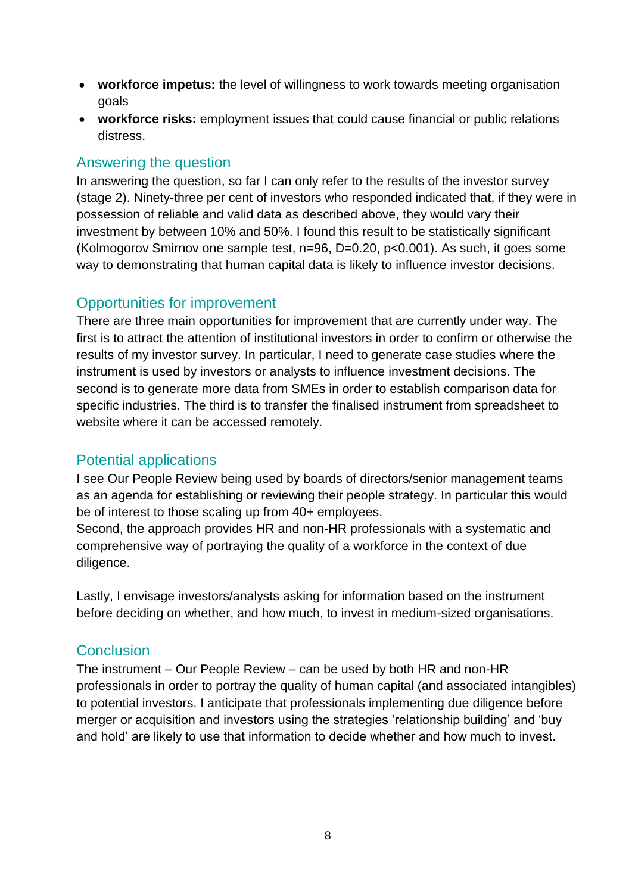- **workforce impetus:** the level of willingness to work towards meeting organisation goals
- **workforce risks:** employment issues that could cause financial or public relations distress.

## Answering the question

In answering the question, so far I can only refer to the results of the investor survey (stage 2). Ninety-three per cent of investors who responded indicated that, if they were in possession of reliable and valid data as described above, they would vary their investment by between 10% and 50%. I found this result to be statistically significant (Kolmogorov Smirnov one sample test, $n=96$, $D=0.20$, $p<0.001$). As such, it goes some way to demonstrating that human capital data is likely to influence investor decisions.

## Opportunities for improvement

There are three main opportunities for improvement that are currently under way. The first is to attract the attention of institutional investors in order to confirm or otherwise the results of my investor survey. In particular, I need to generate case studies where the instrument is used by investors or analysts to influence investment decisions. The second is to generate more data from SMEs in order to establish comparison data for specific industries. The third is to transfer the finalised instrument from spreadsheet to website where it can be accessed remotely.

## Potential applications

I see Our People Review being used by boards of directors/senior management teams as an agenda for establishing or reviewing their people strategy. In particular this would be of interest to those scaling up from 40+ employees.
Second, the approach provides HR and non-HR professionals with a systematic and comprehensive way of portraying the quality of a workforce in the context of due diligence.

Lastly, I envisage investors/analysts asking for information based on the instrument before deciding on whether, and how much, to invest in medium-sized organisations.

## Conclusion

The instrument – Our People Review – can be used by both HR and non-HR professionals in order to portray the quality of human capital (and associated intangibles) to potential investors. I anticipate that professionals implementing due diligence before merger or acquisition and investors using the strategies 'relationship building' and 'buy and hold' are likely to use that information to decide whether and how much to invest.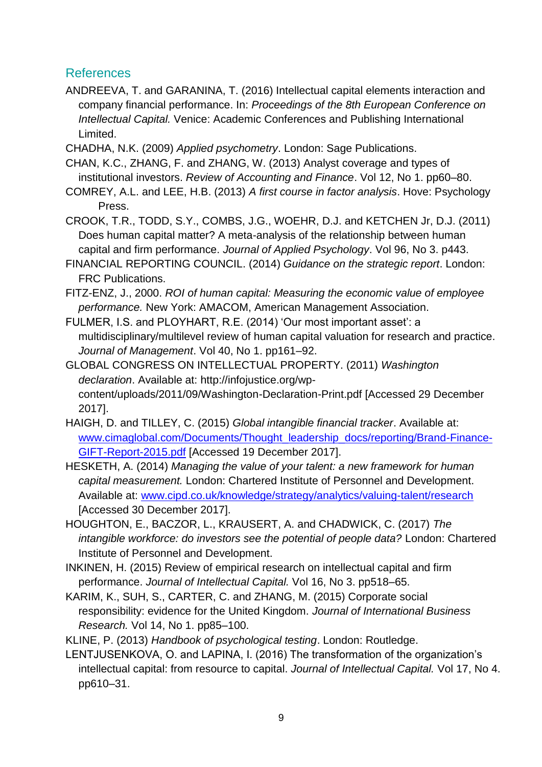## References

ANDREEVA, T. and GARANINA, T. (2016) Intellectual capital elements interaction and company financial performance. In: *Proceedings of the 8th European Conference on Intellectual Capital.* Venice: Academic Conferences and Publishing International Limited.

CHADHA, N.K. (2009) *Applied psychometry*. London: Sage Publications.

CHAN, K.C., ZHANG, F. and ZHANG, W. (2013) Analyst coverage and types of institutional investors. *Review of Accounting and Finance*. Vol 12, No 1. pp60–80.

COMREY, A.L. and LEE, H.B. (2013) *A first course in factor analysis*. Hove: Psychology Press.

CROOK, T.R., TODD, S.Y., COMBS, J.G., WOEHR, D.J. and KETCHEN Jr, D.J. (2011) Does human capital matter? A meta-analysis of the relationship between human capital and firm performance. *Journal of Applied Psychology*. Vol 96, No 3. p443.

FINANCIAL REPORTING COUNCIL. (2014) *Guidance on the strategic report*. London: FRC Publications.

FITZ-ENZ, J., 2000. *ROI of human capital: Measuring the economic value of employee performance.* New York: AMACOM, American Management Association.

FULMER, I.S. and PLOYHART, R.E. (2014) 'Our most important asset': a multidisciplinary/multilevel review of human capital valuation for research and practice. *Journal of Management*. Vol 40, No 1. pp161–92.

GLOBAL CONGRESS ON INTELLECTUAL PROPERTY. (2011) *Washington declaration*. Available at: http://infojustice.org/wp-content/uploads/2011/09/Washington-Declaration-Print.pdf [Accessed 29 December 2017].

HAIGH, D. and TILLEY, C. (2015) *Global intangible financial tracker*. Available at: www.cimaglobal.com/Documents/Thought_leadership_docs/reporting/Brand-Finance-GIFT-Report-2015.pdf [Accessed 19 December 2017].

HESKETH, A. (2014) *Managing the value of your talent: a new framework for human capital measurement.* London: Chartered Institute of Personnel and Development. Available at: www.cipd.co.uk/knowledge/strategy/analytics/valuing-talent/research [Accessed 30 December 2017].

HOUGHTON, E., BACZOR, L., KRAUSERT, A. and CHADWICK, C. (2017) *The intangible workforce: do investors see the potential of people data?* London: Chartered Institute of Personnel and Development.

INKINEN, H. (2015) Review of empirical research on intellectual capital and firm performance. *Journal of Intellectual Capital.* Vol 16, No 3. pp518–65.

KARIM, K., SUH, S., CARTER, C. and ZHANG, M. (2015) Corporate social responsibility: evidence for the United Kingdom. *Journal of International Business Research.* Vol 14, No 1. pp85–100.

KLINE, P. (2013) *Handbook of psychological testing*. London: Routledge.

LENTJUSENKOVA, O. and LAPINA, I. (2016) The transformation of the organization's intellectual capital: from resource to capital. *Journal of Intellectual Capital.* Vol 17, No 4. pp610–31.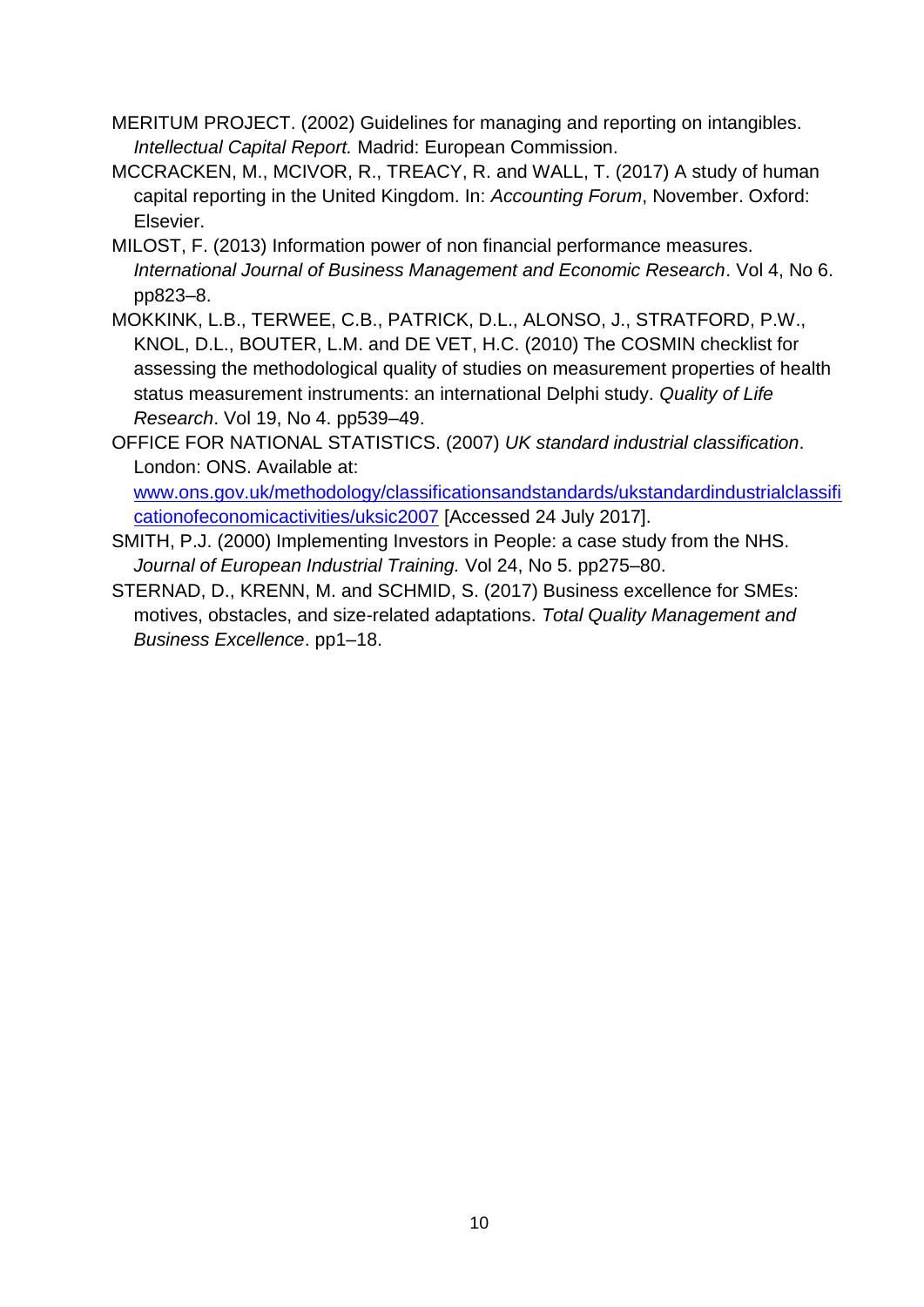MERITUM PROJECT. (2002) Guidelines for managing and reporting on intangibles. *Intellectual Capital Report.* Madrid: European Commission.

MCCRACKEN, M., MCIVOR, R., TREACY, R. and WALL, T. (2017) A study of human capital reporting in the United Kingdom. In: *Accounting Forum*, November. Oxford: Elsevier.

MILOST, F. (2013) Information power of non financial performance measures. *International Journal of Business Management and Economic Research*. Vol 4, No 6. pp823–8.

MOKKINK, L.B., TERWEE, C.B., PATRICK, D.L., ALONSO, J., STRATFORD, P.W., KNOL, D.L., BOUTER, L.M. and DE VET, H.C. (2010) The COSMIN checklist for assessing the methodological quality of studies on measurement properties of health status measurement instruments: an international Delphi study. *Quality of Life Research*. Vol 19, No 4. pp539–49.

OFFICE FOR NATIONAL STATISTICS. (2007) *UK standard industrial classification*. London: ONS. Available at: [www.ons.gov.uk/methodology/classificationsandstandards/ukstandardindustrialclassificationofeconomicactivities/uksic2007](www.ons.gov.uk/methodology/classificationsandstandards/ukstandardindustrialclassificationofeconomicactivities/uksic2007) [Accessed 24 July 2017].

SMITH, P.J. (2000) Implementing Investors in People: a case study from the NHS. *Journal of European Industrial Training.* Vol 24, No 5. pp275–80.

STERNAD, D., KRENN, M. and SCHMID, S. (2017) Business excellence for SMEs: motives, obstacles, and size-related adaptations. *Total Quality Management and Business Excellence*. pp1–18.